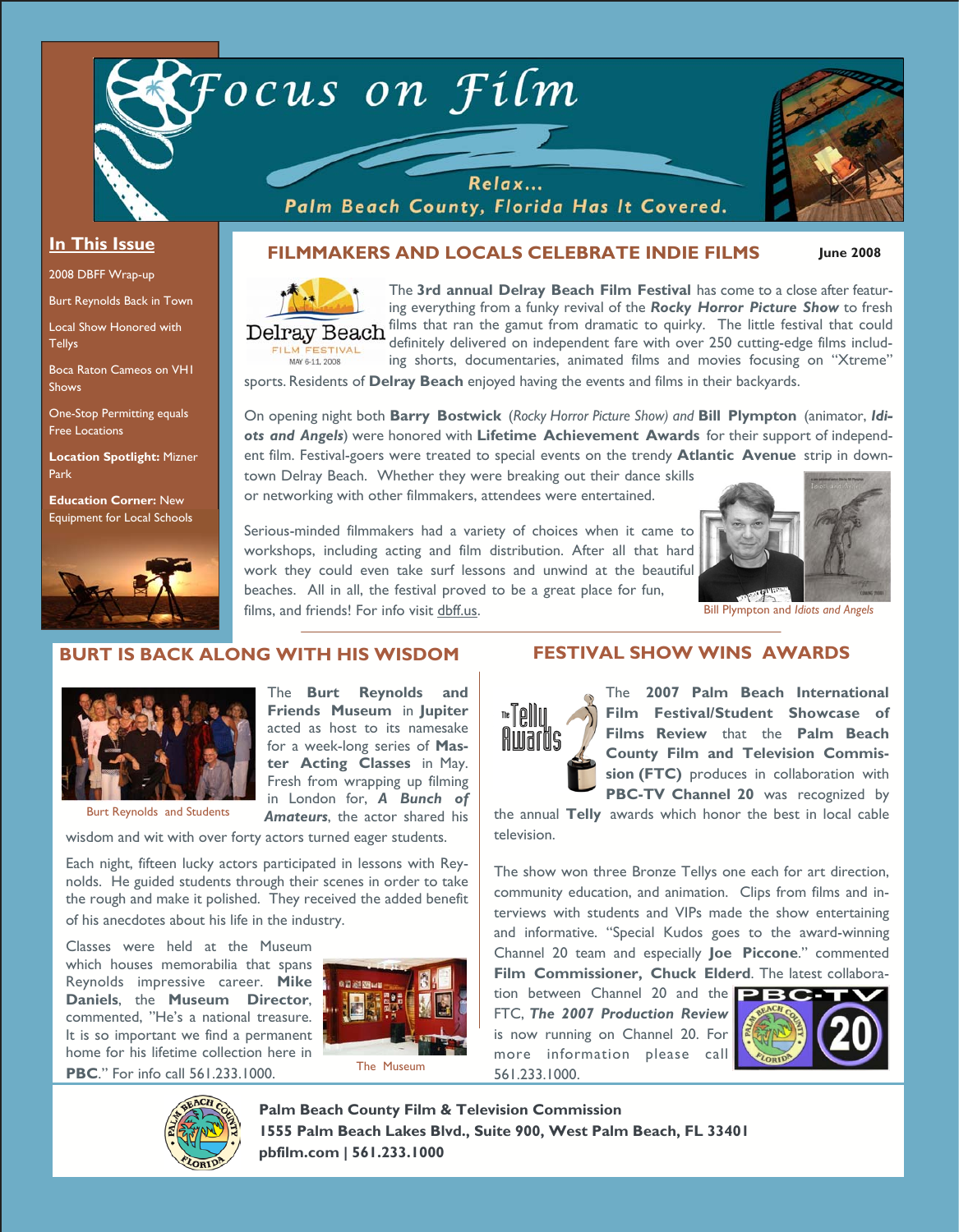# Focus on Film

Relax...
Palm Beach County, Florida Has It Covered.

## In This Issue

- 2008 DBFF Wrap-up
- Burt Reynolds Back in Town
- Local Show Honored with Tellys
- Boca Raton Cameos on VH1 Shows
- One-Stop Permitting equals Free Locations
- **Location Spotlight:** Mizner Park
- **Education Corner:** New Equipment for Local Schools

## FILMMAKERS AND LOCALS CELEBRATE INDIE FILMS

**June 2008**

Delray Beach FILM FESTIVAL MAY 6-11, 2008

The **3rd annual Delray Beach Film Festival** has come to a close after featuring everything from a funky revival of the ***Rocky Horror Picture Show*** to fresh films that ran the gamut from dramatic to quirky. The little festival that could definitely delivered on independent fare with over 250 cutting-edge films including shorts, documentaries, animated films and movies focusing on "Xtreme" sports. Residents of **Delray Beach** enjoyed having the events and films in their backyards.

On opening night both **Barry Bostwick** (*Rocky Horror Picture Show) and* **Bill Plympton** (animator, ***Idiots and Angels***) were honored with **Lifetime Achievement Awards** for their support of independent film. Festival-goers were treated to special events on the trendy **Atlantic Avenue** strip in downtown Delray Beach. Whether they were breaking out their dance skills or networking with other filmmakers, attendees were entertained.

Serious-minded filmmakers had a variety of choices when it came to workshops, including acting and film distribution. After all that hard work they could even take surf lessons and unwind at the beautiful beaches. All in all, the festival proved to be a great place for fun, films, and friends! For info visit dbff.us.

Bill Plympton and *Idiots and Angels*

## BURT IS BACK ALONG WITH HIS WISDOM

Burt Reynolds and Students

The **Burt Reynolds and Friends Museum** in **Jupiter** acted as host to its namesake for a week-long series of **Master Acting Classes** in May. Fresh from wrapping up filming in London for, ***A Bunch of Amateurs***, the actor shared his wisdom and wit with over forty actors turned eager students.

Each night, fifteen lucky actors participated in lessons with Reynolds. He guided students through their scenes in order to take the rough and make it polished. They received the added benefit of his anecdotes about his life in the industry.

Classes were held at the Museum which houses memorabilia that spans Reynolds impressive career. **Mike Daniels**, the **Museum Director**, commented, "He's a national treasure. It is so important we find a permanent home for his lifetime collection here in **PBC**." For info call 561.233.1000.

The Museum

## FESTIVAL SHOW WINS AWARDS

The **2007 Palm Beach International Film Festival/Student Showcase of Films Review** that the **Palm Beach County Film and Television Commission (FTC)** produces in collaboration with **PBC-TV Channel 20** was recognized by the annual **Telly** awards which honor the best in local cable television.

The show won three Bronze Tellys one each for art direction, community education, and animation. Clips from films and interviews with students and VIPs made the show entertaining and informative. "Special Kudos goes to the award-winning Channel 20 team and especially **Joe Piccone**." commented **Film Commissioner, Chuck Elderd**. The latest collaboration between Channel 20 and the FTC, ***The 2007 Production Review*** is now running on Channel 20. For more information please call 561.233.1000.

**Palm Beach County Film & Television Commission**
**1555 Palm Beach Lakes Blvd., Suite 900, West Palm Beach, FL 33401**
**pbfilm.com | 561.233.1000**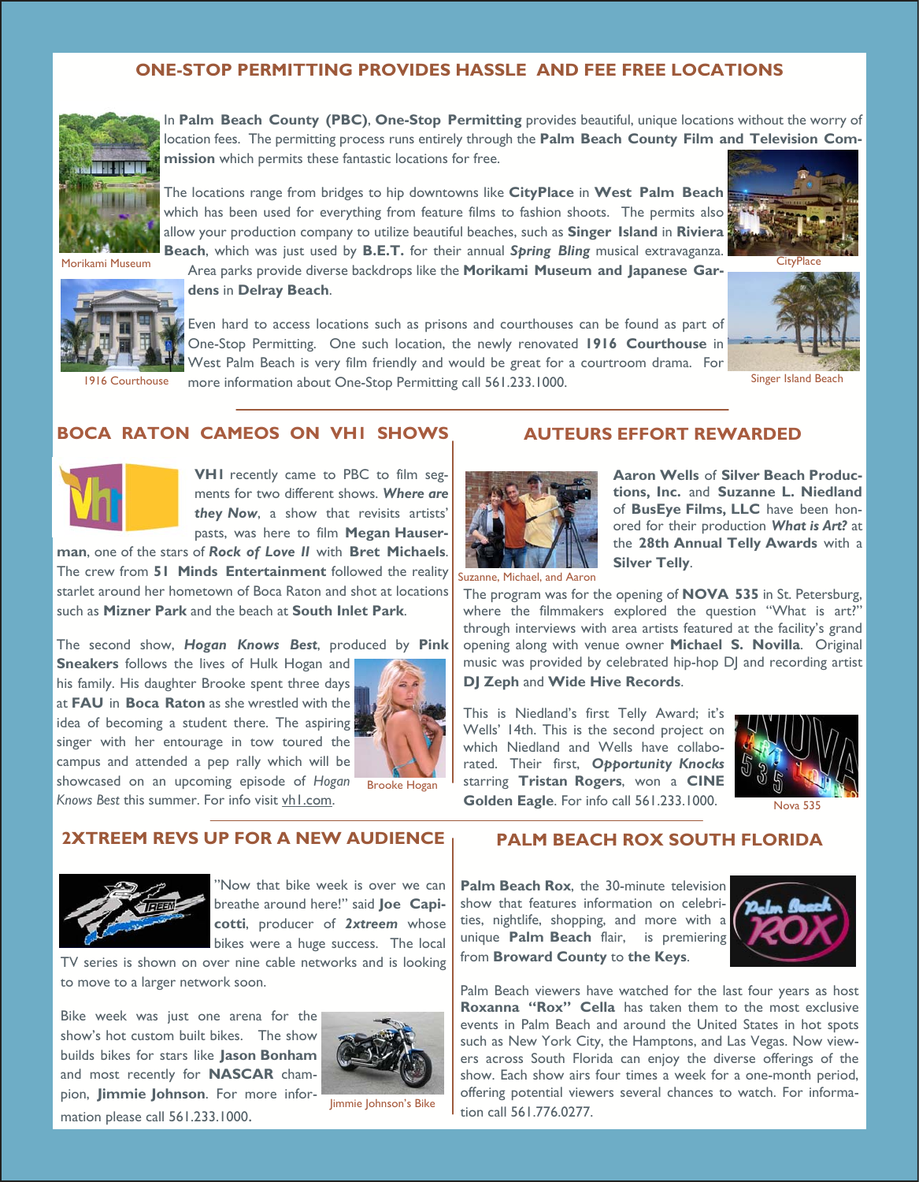## ONE-STOP PERMITTING PROVIDES HASSLE AND FEE FREE LOCATIONS

In **Palm Beach County (PBC)**, **One-Stop Permitting** provides beautiful, unique locations without the worry of location fees. The permitting process runs entirely through the **Palm Beach County Film and Television Commission** which permits these fantastic locations for free.

The locations range from bridges to hip downtowns like **CityPlace** in **West Palm Beach** which has been used for everything from feature films to fashion shoots. The permits also allow your production company to utilize beautiful beaches, such as **Singer Island** in **Riviera Beach**, which was just used by **B.E.T.** for their annual ***Spring Bling*** musical extravaganza. Area parks provide diverse backdrops like the **Morikami Museum and Japanese Gardens** in **Delray Beach**.

Even hard to access locations such as prisons and courthouses can be found as part of One-Stop Permitting. One such location, the newly renovated **1916 Courthouse** in West Palm Beach is very film friendly and would be great for a courtroom drama. For more information about One-Stop Permitting call 561.233.1000.

Morikami Museum

CityPlace

1916 Courthouse

Singer Island Beach

## BOCA RATON CAMEOS ON VH1 SHOWS

**VH1** recently came to PBC to film segments for two different shows. ***Where are they Now***, a show that revisits artists' pasts, was here to film **Megan Hauserman**, one of the stars of ***Rock of Love II*** with **Bret Michaels**. The crew from **51 Minds Entertainment** followed the reality starlet around her hometown of Boca Raton and shot at locations such as **Mizner Park** and the beach at **South Inlet Park**.

The second show, ***Hogan Knows Best***, produced by **Pink Sneakers** follows the lives of Hulk Hogan and his family. His daughter Brooke spent three days at **FAU** in **Boca Raton** as she wrestled with the idea of becoming a student there. The aspiring singer with her entourage in tow toured the campus and attended a pep rally which will be showcased on an upcoming episode of *Hogan Knows Best* this summer. For info visit vh1.com.

Brooke Hogan

## AUTEURS EFFORT REWARDED

Suzanne, Michael, and Aaron

**Aaron Wells** of **Silver Beach Productions, Inc.** and **Suzanne L. Niedland** of **BusEye Films, LLC** have been honored for their production ***What is Art?*** at the **28th Annual Telly Awards** with a **Silver Telly**.

The program was for the opening of **NOVA 535** in St. Petersburg, where the filmmakers explored the question "What is art?" through interviews with area artists featured at the facility's grand opening along with venue owner **Michael S. Novilla**. Original music was provided by celebrated hip-hop DJ and recording artist **DJ Zeph** and **Wide Hive Records**.

This is Niedland's first Telly Award; it's Wells' 14th. This is the second project on which Niedland and Wells have collaborated. Their first, ***Opportunity Knocks*** starring **Tristan Rogers**, won a **CINE Golden Eagle**. For info call 561.233.1000.

Nova 535

## 2XTREEM REVS UP FOR A NEW AUDIENCE

"Now that bike week is over we can breathe around here!" said **Joe Capicotti**, producer of ***2xtreem*** whose bikes were a huge success. The local TV series is shown on over nine cable networks and is looking to move to a larger network soon.

Bike week was just one arena for the show's hot custom built bikes. The show builds bikes for stars like **Jason Bonham** and most recently for **NASCAR** champion, **Jimmie Johnson**. For more information please call 561.233.1000.

Jimmie Johnson's Bike

## PALM BEACH ROX SOUTH FLORIDA

**Palm Beach Rox**, the 30-minute television show that features information on celebrities, nightlife, shopping, and more with a unique **Palm Beach** flair, is premiering from **Broward County** to **the Keys**.

Palm Beach viewers have watched for the last four years as host **Roxanna "Rox" Cella** has taken them to the most exclusive events in Palm Beach and around the United States in hot spots such as New York City, the Hamptons, and Las Vegas. Now viewers across South Florida can enjoy the diverse offerings of the show. Each show airs four times a week for a one-month period, offering potential viewers several chances to watch. For information call 561.776.0277.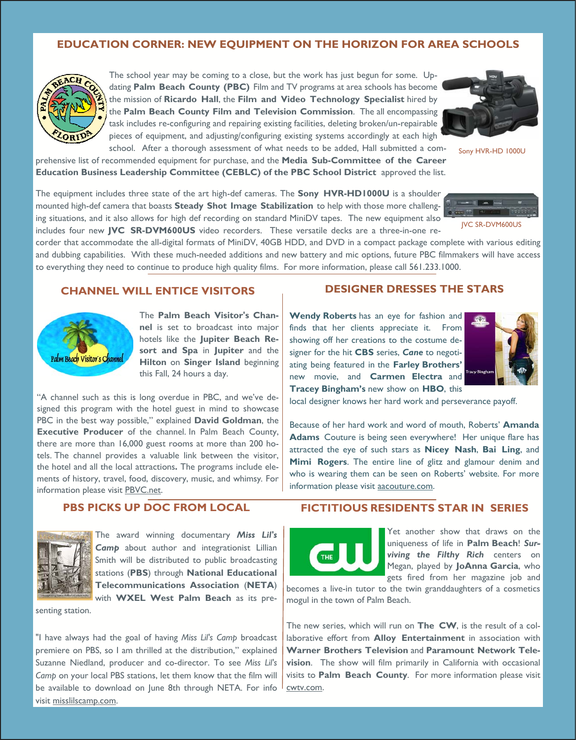## EDUCATION CORNER: NEW EQUIPMENT ON THE HORIZON FOR AREA SCHOOLS

The school year may be coming to a close, but the work has just begun for some. Updating **Palm Beach County (PBC)** Film and TV programs at area schools has become the mission of **Ricardo Hall**, the **Film and Video Technology Specialist** hired by the **Palm Beach County Film and Television Commission**. The all encompassing task includes re-configuring and repairing existing facilities, deleting broken/un-repairable pieces of equipment, and adjusting/configuring existing systems accordingly at each high school. After a thorough assessment of what needs to be added, Hall submitted a comprehensive list of recommended equipment for purchase, and the **Media Sub-Committee of the Career Education Business Leadership Committee (CEBLC) of the PBC School District** approved the list.

Sony HVR-HD 1000U

The equipment includes three state of the art high-def cameras. The **Sony HVR-HD1000U** is a shoulder mounted high-def camera that boasts **Steady Shot Image Stabilization** to help with those more challenging situations, and it also allows for high def recording on standard MiniDV tapes. The new equipment also includes four new **JVC SR-DVM600US** video recorders. These versatile decks are a three-in-one recorder that accommodate the all-digital formats of MiniDV, 40GB HDD, and DVD in a compact package complete with various editing and dubbing capabilities. With these much-needed additions and new battery and mic options, future PBC filmmakers will have access to everything they need to continue to produce high quality films. For more information, please call 561.233.1000.

JVC SR-DVM600US

## CHANNEL WILL ENTICE VISITORS

The **Palm Beach Visitor's Channel** is set to broadcast into major hotels like the **Jupiter Beach Resort and Spa** in **Jupiter** and the **Hilton** on **Singer Island** beginning this Fall, 24 hours a day.

"A channel such as this is long overdue in PBC, and we've designed this program with the hotel guest in mind to showcase PBC in the best way possible," explained **David Goldman**, the **Executive Producer** of the channel. In Palm Beach County, there are more than 16,000 guest rooms at more than 200 hotels. The channel provides a valuable link between the visitor, the hotel and all the local attractions**.** The programs include elements of history, travel, food, discovery, music, and whimsy. For information please visit PBVC.net.

## DESIGNER DRESSES THE STARS

**Wendy Roberts** has an eye for fashion and finds that her clients appreciate it. From showing off her creations to the costume designer for the hit **CBS** series, ***Cane*** to negotiating being featured in the **Farley Brothers'** new movie, and **Carmen Electra** and **Tracey Bingham's** new show on **HBO**, this local designer knows her hard work and perseverance payoff.

Because of her hard work and word of mouth, Roberts' **Amanda Adams** Couture is being seen everywhere! Her unique flare has attracted the eye of such stars as **Nicey Nash**, **Bai Ling**, and **Mimi Rogers**. The entire line of glitz and glamour denim and who is wearing them can be seen on Roberts' website. For more information please visit aacouture.com.

## PBS PICKS UP DOC FROM LOCAL

The award winning documentary ***Miss Lil's Camp*** about author and integrationist Lillian Smith will be distributed to public broadcasting stations (**PBS**) through **National Educational Telecommunications Association** (**NETA**) with **WXEL West Palm Beach** as its presenting station.

"I have always had the goal of having *Miss Lil's Camp* broadcast premiere on PBS, so I am thrilled at the distribution," explained Suzanne Niedland, producer and co-director. To see *Miss Lil's Camp* on your local PBS stations, let them know that the film will be available to download on June 8th through NETA. For info visit misslilscamp.com.

## FICTITIOUS RESIDENTS STAR IN SERIES

Yet another show that draws on the uniqueness of life in **Palm Beach**! ***Surviving the Filthy Rich*** centers on Megan, played by **JoAnna Garcia**, who gets fired from her magazine job and becomes a live-in tutor to the twin granddaughters of a cosmetics mogul in the town of Palm Beach.

The new series, which will run on **The CW**, is the result of a collaborative effort from **Alloy Entertainment** in association with **Warner Brothers Television** and **Paramount Network Television**. The show will film primarily in California with occasional visits to **Palm Beach County**. For more information please visit cwtv.com.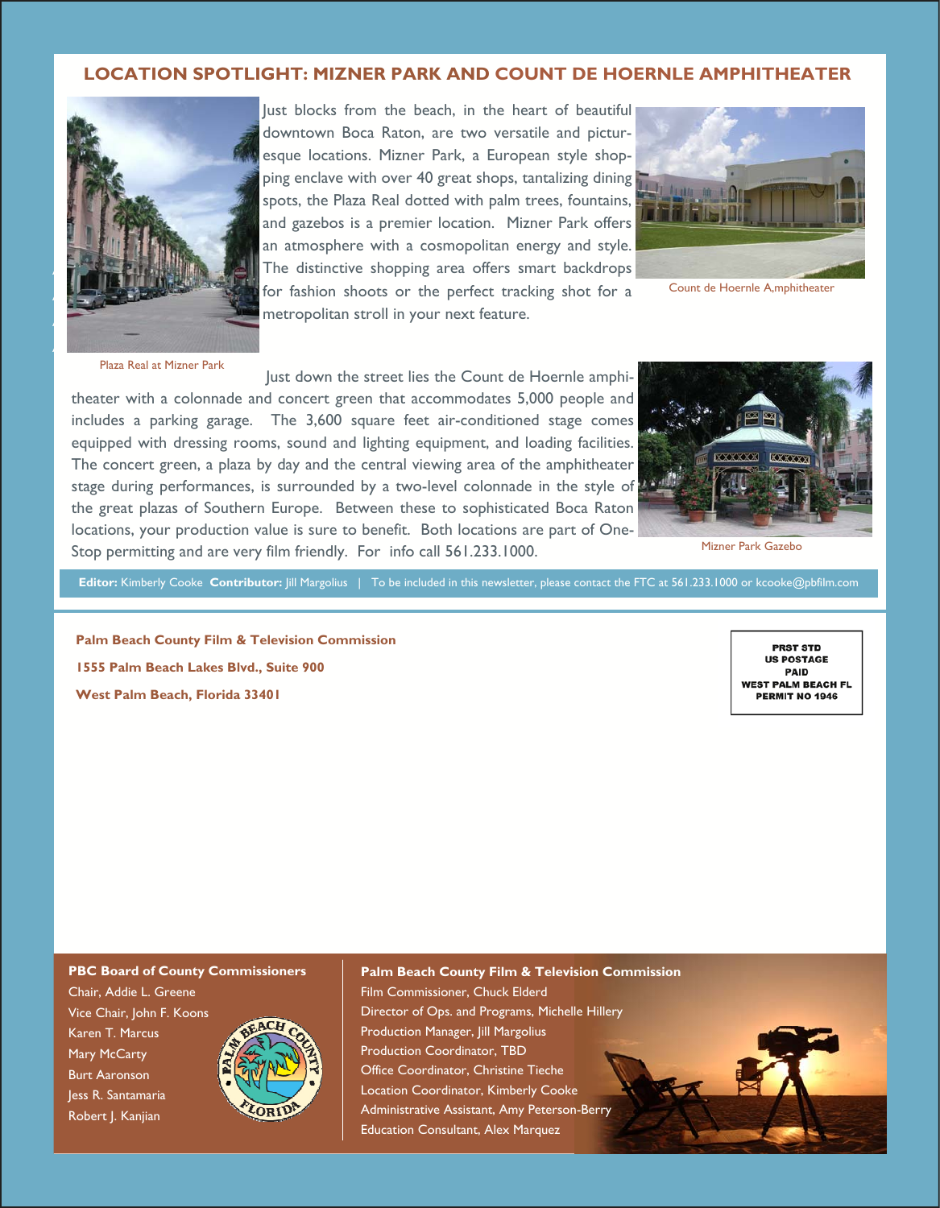## LOCATION SPOTLIGHT: MIZNER PARK AND COUNT DE HOERNLE AMPHITHEATER

Just blocks from the beach, in the heart of beautiful downtown Boca Raton, are two versatile and picturesque locations. Mizner Park, a European style shopping enclave with over 40 great shops, tantalizing dining spots, the Plaza Real dotted with palm trees, fountains, and gazebos is a premier location. Mizner Park offers an atmosphere with a cosmopolitan energy and style. The distinctive shopping area offers smart backdrops for fashion shoots or the perfect tracking shot for a metropolitan stroll in your next feature.

Plaza Real at Mizner Park

Count de Hoernle A,mphitheater

Just down the street lies the Count de Hoernle amphitheater with a colonnade and concert green that accommodates 5,000 people and includes a parking garage. The 3,600 square feet air-conditioned stage comes equipped with dressing rooms, sound and lighting equipment, and loading facilities. The concert green, a plaza by day and the central viewing area of the amphitheater stage during performances, is surrounded by a two-level colonnade in the style of the great plazas of Southern Europe. Between these to sophisticated Boca Raton locations, your production value is sure to benefit. Both locations are part of One-Stop permitting and are very film friendly. For info call 561.233.1000.

Mizner Park Gazebo

**Editor:** Kimberly Cooke **Contributor:** Jill Margolius | To be included in this newsletter, please contact the FTC at 561.233.1000 or kcooke@pbfilm.com

**Palm Beach County Film & Television Commission**
**1555 Palm Beach Lakes Blvd., Suite 900**
**West Palm Beach, Florida 33401**

PRST STD
US POSTAGE
PAID
WEST PALM BEACH FL
PERMIT NO 1946

**PBC Board of County Commissioners**

Chair, Addie L. Greene
Vice Chair, John F. Koons
Karen T. Marcus
Mary McCarty
Burt Aaronson
Jess R. Santamaria
Robert J. Kanjian

**Palm Beach County Film & Television Commission**

Film Commissioner, Chuck Elderd
Director of Ops. and Programs, Michelle Hillery
Production Manager, Jill Margolius
Production Coordinator, TBD
Office Coordinator, Christine Tieche
Location Coordinator, Kimberly Cooke
Administrative Assistant, Amy Peterson-Berry
Education Consultant, Alex Marquez